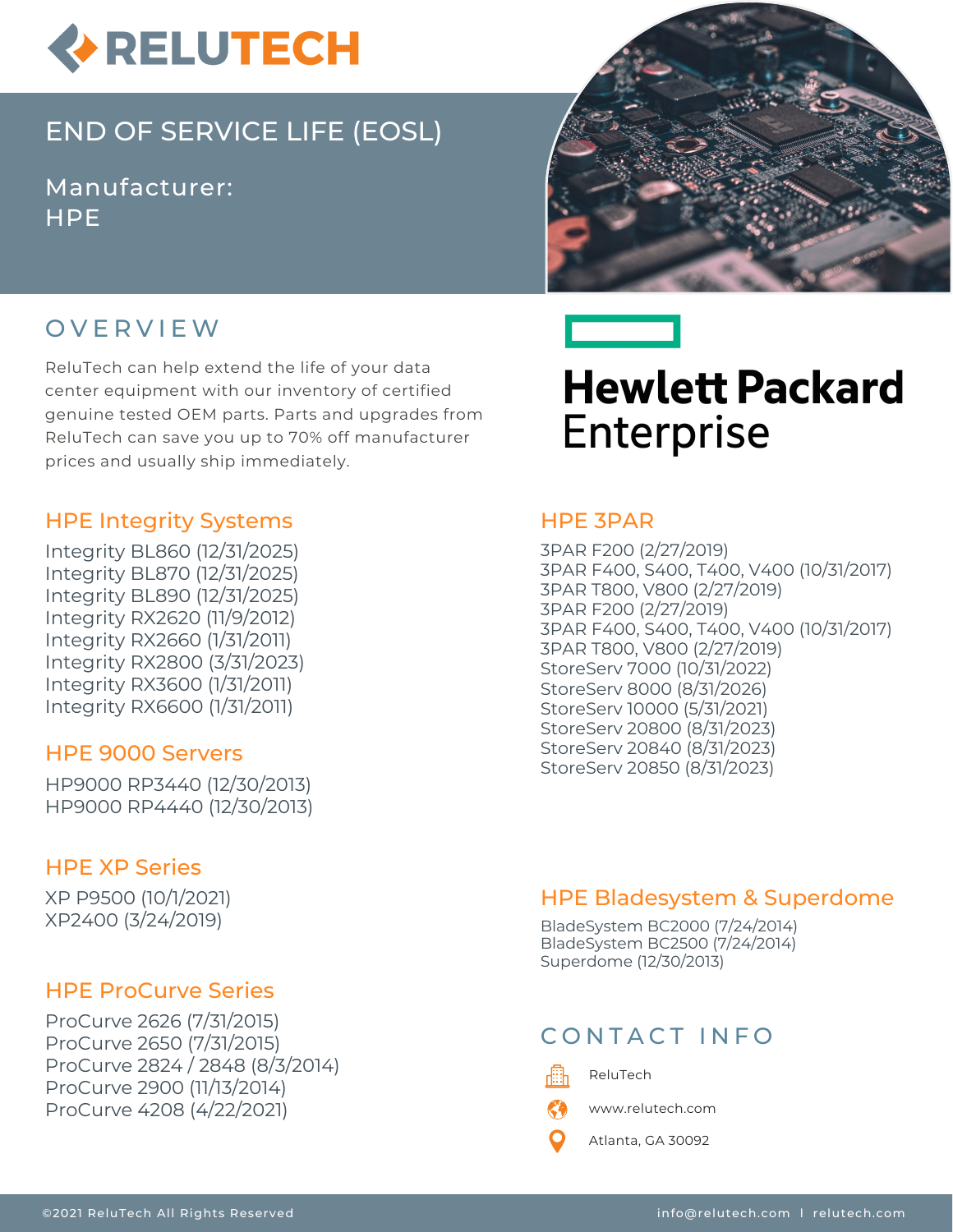# RELUTECH

## END OF SERVICE LIFE (EOSL)

Manufacturer:
HPE

## OVERVIEW

ReluTech can help extend the life of your data center equipment with our inventory of certified genuine tested OEM parts. Parts and upgrades from ReluTech can save you up to 70% off manufacturer prices and usually ship immediately.

**Hewlett Packard Enterprise**

### HPE Integrity Systems

Integrity BL860 (12/31/2025)
Integrity BL870 (12/31/2025)
Integrity BL890 (12/31/2025)
Integrity RX2620 (11/9/2012)
Integrity RX2660 (1/31/2011)
Integrity RX2800 (3/31/2023)
Integrity RX3600 (1/31/2011)
Integrity RX6600 (1/31/2011)

### HPE 9000 Servers

HP9000 RP3440 (12/30/2013)
HP9000 RP4440 (12/30/2013)

### HPE XP Series

XP P9500 (10/1/2021)
XP2400 (3/24/2019)

### HPE ProCurve Series

ProCurve 2626 (7/31/2015)
ProCurve 2650 (7/31/2015)
ProCurve 2824 / 2848 (8/3/2014)
ProCurve 2900 (11/13/2014)
ProCurve 4208 (4/22/2021)

### HPE 3PAR

3PAR F200 (2/27/2019)
3PAR F400, S400, T400, V400 (10/31/2017)
3PAR T800, V800 (2/27/2019)
3PAR F200 (2/27/2019)
3PAR F400, S400, T400, V400 (10/31/2017)
3PAR T800, V800 (2/27/2019)
StoreServ 7000 (10/31/2022)
StoreServ 8000 (8/31/2026)
StoreServ 10000 (5/31/2021)
StoreServ 20800 (8/31/2023)
StoreServ 20840 (8/31/2023)
StoreServ 20850 (8/31/2023)

### HPE Bladesystem & Superdome

BladeSystem BC2000 (7/24/2014)
BladeSystem BC2500 (7/24/2014)
Superdome (12/30/2013)

## CONTACT INFO

ReluTech
www.relutech.com
Atlanta, GA 30092

©2021 ReluTech All Rights Reserved info@relutech.com | relutech.com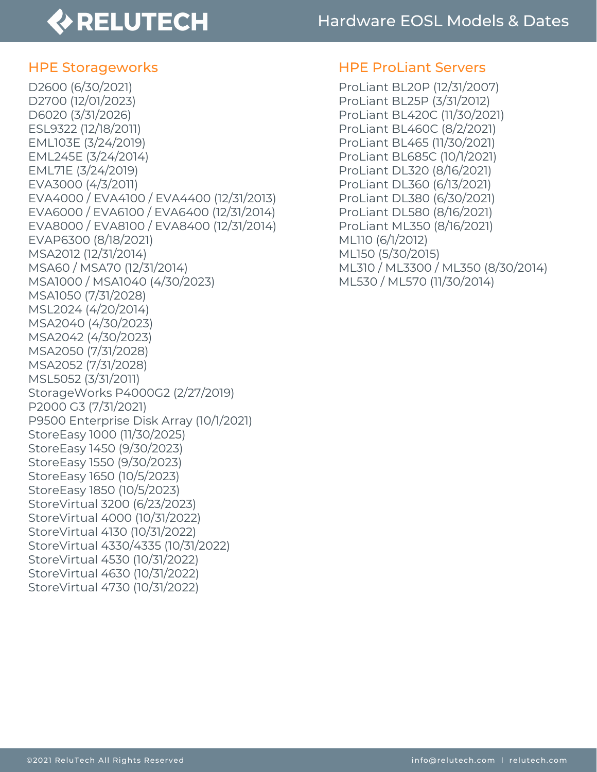## HPE Storageworks

D2600 (6/30/2021)
D2700 (12/01/2023)
D6020 (3/31/2026)
ESL9322 (12/18/2011)
EML103E (3/24/2019)
EML245E (3/24/2014)
EML71E (3/24/2019)
EVA3000 (4/3/2011)
EVA4000 / EVA4100 / EVA4400 (12/31/2013)
EVA6000 / EVA6100 / EVA6400 (12/31/2014)
EVA8000 / EVA8100 / EVA8400 (12/31/2014)
EVAP6300 (8/18/2021)
MSA2012 (12/31/2014)
MSA60 / MSA70 (12/31/2014)
MSA1000 / MSA1040 (4/30/2023)
MSA1050 (7/31/2028)
MSL2024 (4/20/2014)
MSA2040 (4/30/2023)
MSA2042 (4/30/2023)
MSA2050 (7/31/2028)
MSA2052 (7/31/2028)
MSL5052 (3/31/2011)
StorageWorks P4000G2 (2/27/2019)
P2000 G3 (7/31/2021)
P9500 Enterprise Disk Array (10/1/2021)
StoreEasy 1000 (11/30/2025)
StoreEasy 1450 (9/30/2023)
StoreEasy 1550 (9/30/2023)
StoreEasy 1650 (10/5/2023)
StoreEasy 1850 (10/5/2023)
StoreVirtual 3200 (6/23/2023)
StoreVirtual 4000 (10/31/2022)
StoreVirtual 4130 (10/31/2022)
StoreVirtual 4330/4335 (10/31/2022)
StoreVirtual 4530 (10/31/2022)
StoreVirtual 4630 (10/31/2022)
StoreVirtual 4730 (10/31/2022)

## HPE ProLiant Servers

ProLiant BL20P (12/31/2007)
ProLiant BL25P (3/31/2012)
ProLiant BL420C (11/30/2021)
ProLiant BL460C (8/2/2021)
ProLiant BL465 (11/30/2021)
ProLiant BL685C (10/1/2021)
ProLiant DL320 (8/16/2021)
ProLiant DL360 (6/13/2021)
ProLiant DL380 (6/30/2021)
ProLiant DL580 (8/16/2021)
ProLiant ML350 (8/16/2021)
ML110 (6/1/2012)
ML150 (5/30/2015)
ML310 / ML3300 / ML350 (8/30/2014)
ML530 / ML570 (11/30/2014)